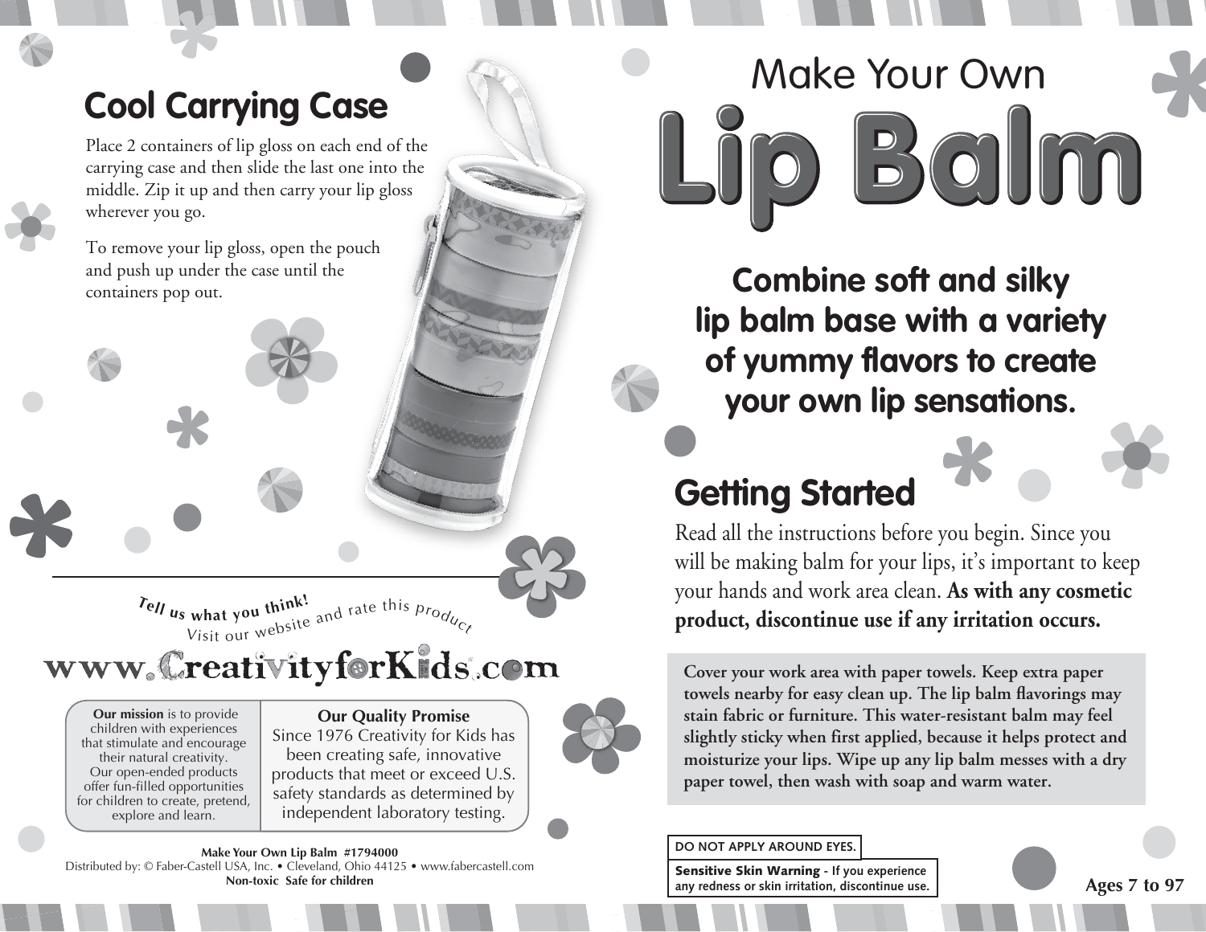## Cool Carrying Case

Place 2 containers of lip gloss on each end of the carrying case and then slide the last one into the middle. Zip it up and then carry your lip gloss wherever you go.

To remove your lip gloss, open the pouch and push up under the case until the containers pop out.

**Tell us what you think!**
Visit our website and rate this product

www.CreativityforKids.com

| **Our mission** is to provide children with experiences that stimulate and encourage their natural creativity. Our open-ended products offer fun-filled opportunities for children to create, pretend, explore and learn. | **Our Quality Promise** Since 1976 Creativity for Kids has been creating safe, innovative products that meet or exceed U.S. safety standards as determined by independent laboratory testing. |
|---|---|

**Make Your Own Lip Balm #1794000**
Distributed by: © Faber-Castell USA, Inc. • Cleveland, Ohio 44125 • www.fabercastell.com
**Non-toxic Safe for children**

# Make Your Own Lip Balm

**Combine soft and silky lip balm base with a variety of yummy flavors to create your own lip sensations.**

## Getting Started

Read all the instructions before you begin. Since you will be making balm for your lips, it's important to keep your hands and work area clean. **As with any cosmetic product, discontinue use if any irritation occurs.**

**Cover your work area with paper towels. Keep extra paper towels nearby for easy clean up. The lip balm flavorings may stain fabric or furniture. This water-resistant balm may feel slightly sticky when first applied, because it helps protect and moisturize your lips. Wipe up any lip balm messes with a dry paper towel, then wash with soap and warm water.**

DO NOT APPLY AROUND EYES.

**Sensitive Skin Warning** - If you experience any redness or skin irritation, discontinue use.

**Ages 7 to 97**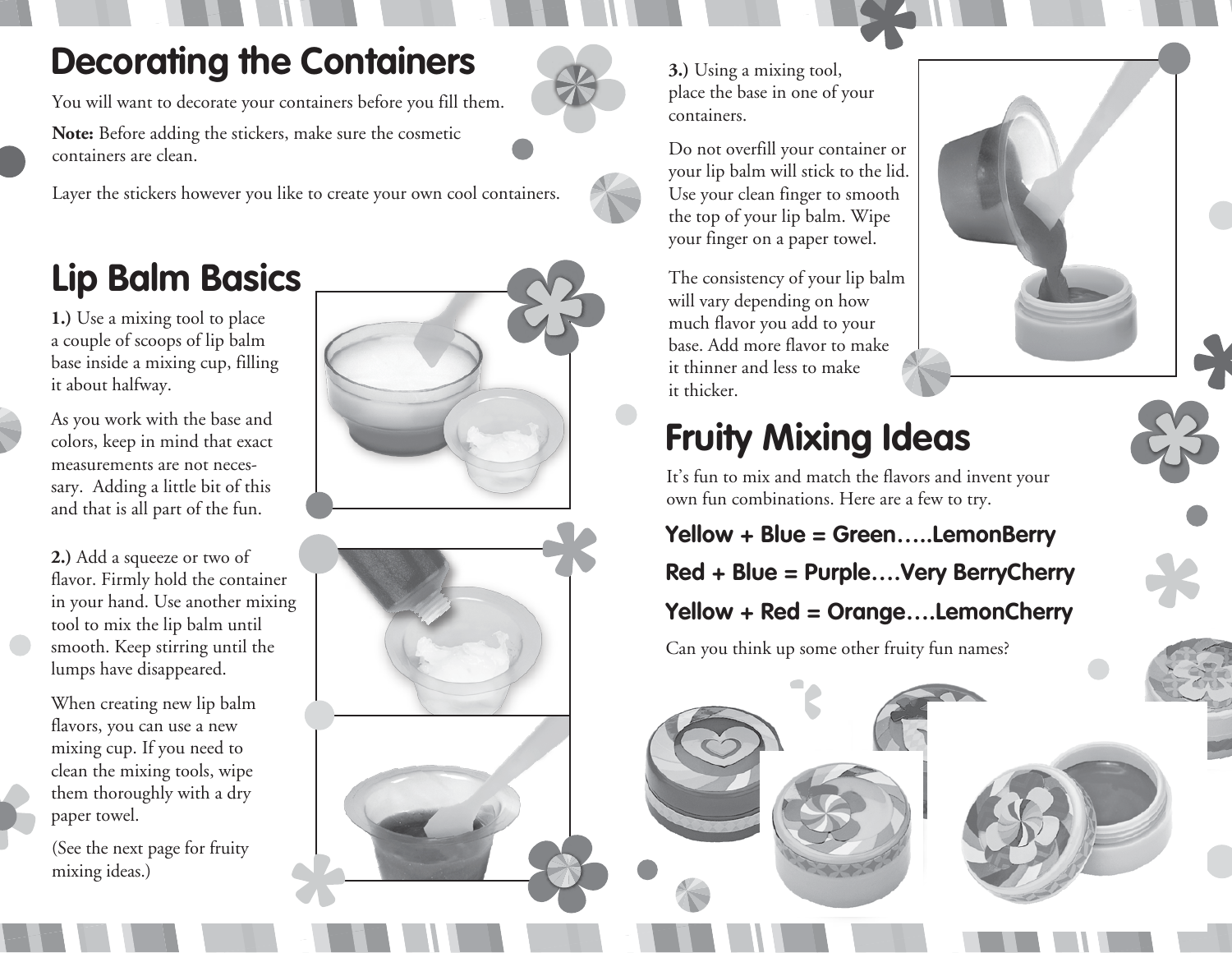# Decorating the Containers

You will want to decorate your containers before you fill them.

**Note:** Before adding the stickers, make sure the cosmetic containers are clean.

Layer the stickers however you like to create your own cool containers.

# Lip Balm Basics

**1.)** Use a mixing tool to place a couple of scoops of lip balm base inside a mixing cup, filling it about halfway.

As you work with the base and colors, keep in mind that exact measurements are not necessary. Adding a little bit of this and that is all part of the fun.

**2.)** Add a squeeze or two of flavor. Firmly hold the container in your hand. Use another mixing tool to mix the lip balm until smooth. Keep stirring until the lumps have disappeared.

When creating new lip balm flavors, you can use a new mixing cup. If you need to clean the mixing tools, wipe them thoroughly with a dry paper towel.

(See the next page for fruity mixing ideas.)

**3.)** Using a mixing tool, place the base in one of your containers.

Do not overfill your container or your lip balm will stick to the lid. Use your clean finger to smooth the top of your lip balm. Wipe your finger on a paper towel.

The consistency of your lip balm will vary depending on how much flavor you add to your base. Add more flavor to make it thinner and less to make it thicker.

# Fruity Mixing Ideas

It's fun to mix and match the flavors and invent your own fun combinations. Here are a few to try.

**Yellow + Blue = Green…..LemonBerry**

**Red + Blue = Purple….Very BerryCherry**

**Yellow + Red = Orange….LemonCherry**

Can you think up some other fruity fun names?